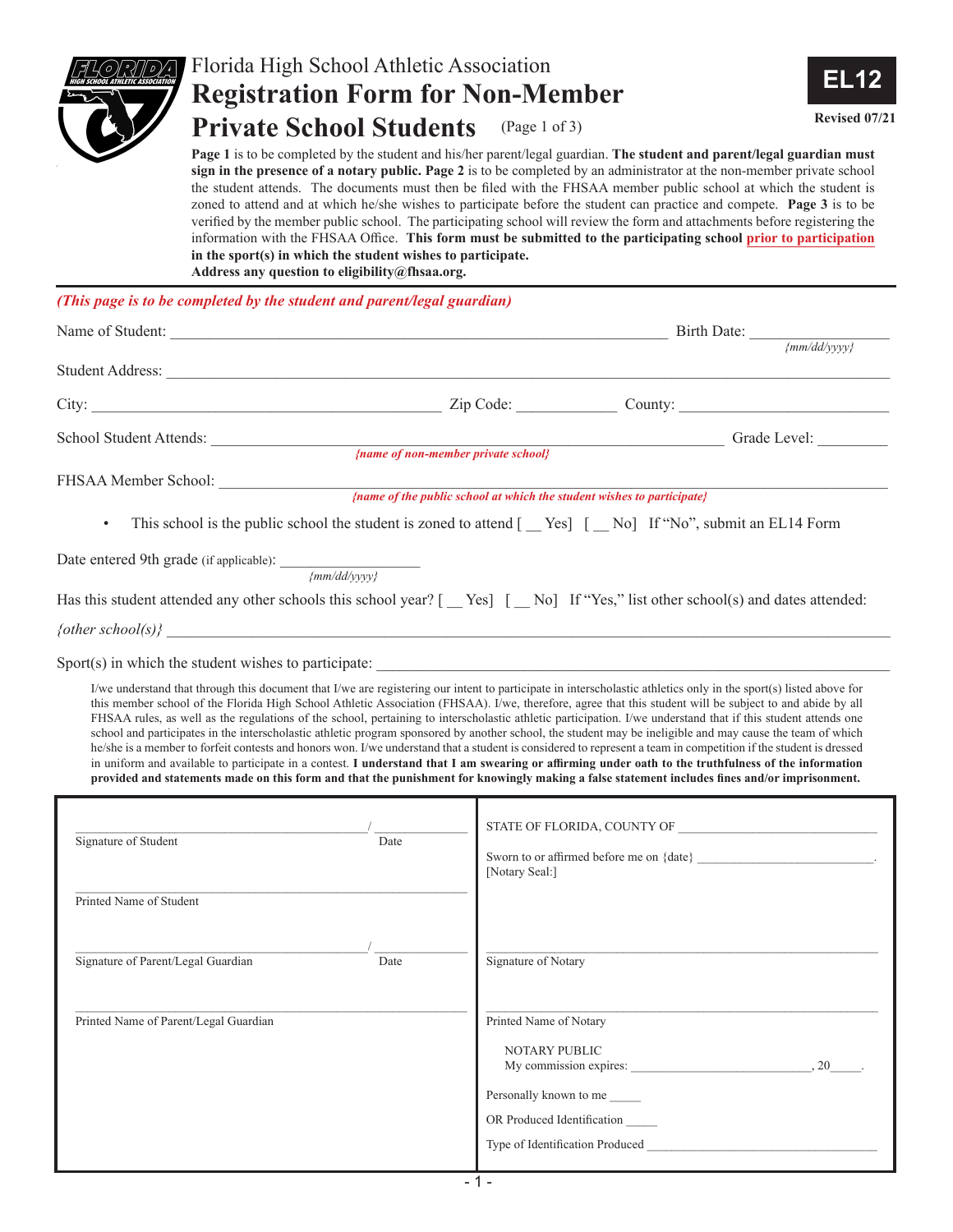Florida High School Athletic Association

# Registration Form for Non-Member Private School Students (Page 1 of 3)

**EL12**

**Revised 07/21**

**Page 1** is to be completed by the student and his/her parent/legal guardian. **The student and parent/legal guardian must sign in the presence of a notary public. Page 2** is to be completed by an administrator at the non-member private school the student attends. The documents must then be filed with the FHSAA member public school at which the student is zoned to attend and at which he/she wishes to participate before the student can practice and compete. **Page 3** is to be verified by the member public school. The participating school will review the form and attachments before registering the information with the FHSAA Office. **This form must be submitted to the participating school prior to participation in the sport(s) in which the student wishes to participate.**
**Address any question to eligibility@fhsaa.org.**

*(This page is to be completed by the student and parent/legal guardian)*

Name of Student: ______________________________ Birth Date: ______________ *{mm/dd/yyyy}*

Student Address: ______________________________________________

City: ______________________ Zip Code: ____________ County: ______________________

School Student Attends: ______________________________ Grade Level: ________
*{name of non-member private school}*

FHSAA Member School: ______________________________________________
*{name of the public school at which the student wishes to participate}*

- This school is the public school the student is zoned to attend [ __ Yes] [ __ No] If "No", submit an EL14 Form

Date entered 9th grade (if applicable): __________________ *{mm/dd/yyyy}*

Has this student attended any other schools this school year? [ __ Yes] [ __ No] If "Yes," list other school(s) and dates attended:

*{other school(s)}* ______________________________________________

Sport(s) in which the student wishes to participate: ______________________________

I/we understand that through this document that I/we are registering our intent to participate in interscholastic athletics only in the sport(s) listed above for this member school of the Florida High School Athletic Association (FHSAA). I/we, therefore, agree that this student will be subject to and abide by all FHSAA rules, as well as the regulations of the school, pertaining to interscholastic athletic participation. I/we understand that if this student attends one school and participates in the interscholastic athletic program sponsored by another school, the student may be ineligible and may cause the team of which he/she is a member to forfeit contests and honors won. I/we understand that a student is considered to represent a team in competition if the student is dressed in uniform and available to participate in a contest. **I understand that I am swearing or affirming under oath to the truthfulness of the information provided and statements made on this form and that the punishment for knowingly making a false statement includes fines and/or imprisonment.**

| | |
|---|---|
| ______________________ / __________<br>Signature of Student / Date | STATE OF FLORIDA, COUNTY OF ______________________<br><br>Sworn to or affirmed before me on {date} ______________________.<br>[Notary Seal:] |
| ______________________<br>Printed Name of Student | |
| ______________________ / __________<br>Signature of Parent/Legal Guardian / Date | ______________________<br>Signature of Notary |
| ______________________<br>Printed Name of Parent/Legal Guardian | ______________________<br>Printed Name of Notary<br><br>NOTARY PUBLIC<br>My commission expires: ______________________, 20_____.<br><br>Personally known to me _____<br><br>OR Produced Identification _____<br><br>Type of Identification Produced ______________________ |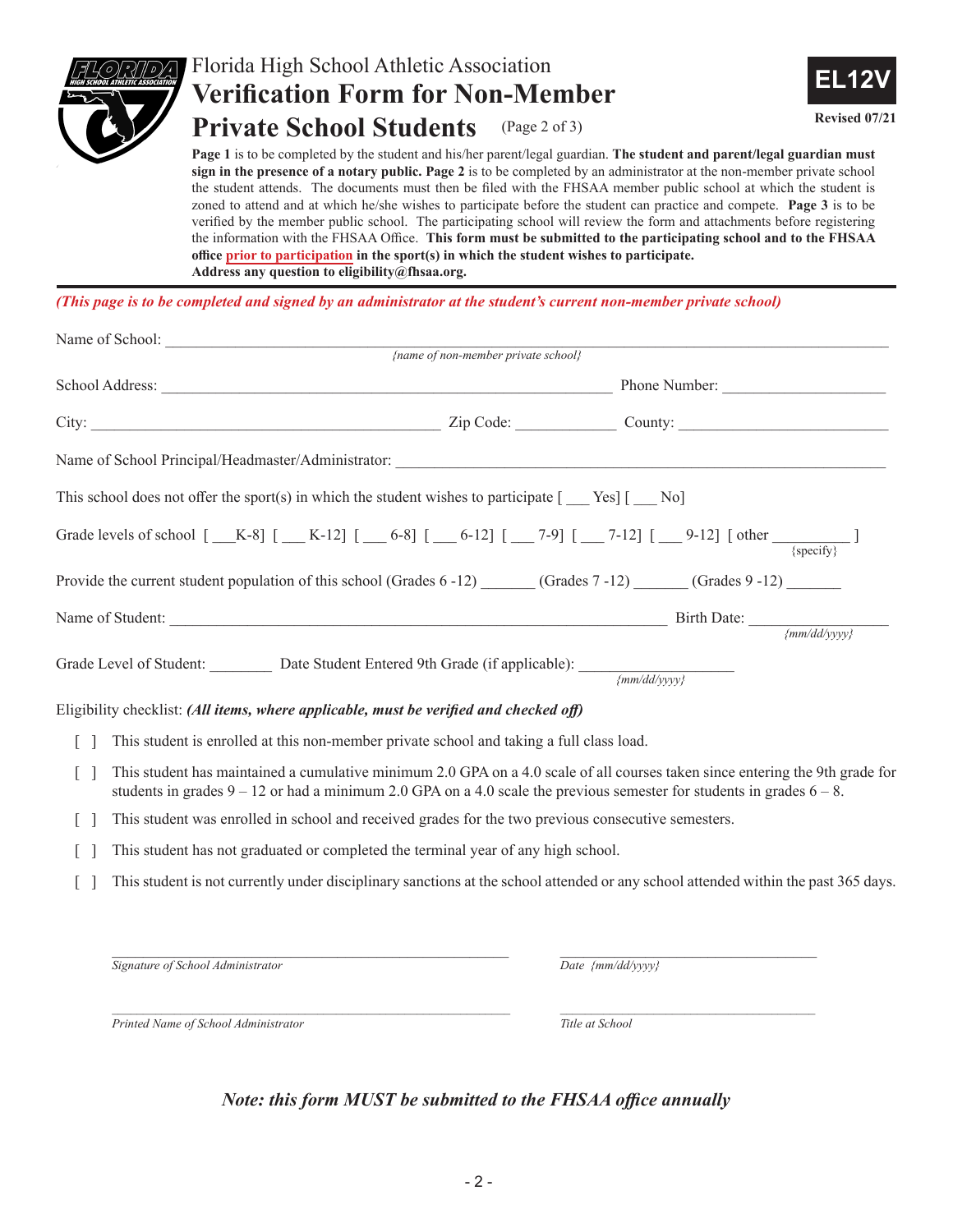# Florida High School Athletic Association

## Verification Form for Non-Member Private School Students (Page 2 of 3)

**EL12V**

**Revised 07/21**

**Page 1** is to be completed by the student and his/her parent/legal guardian. **The student and parent/legal guardian must sign in the presence of a notary public. Page 2** is to be completed by an administrator at the non-member private school the student attends. The documents must then be filed with the FHSAA member public school at which the student is zoned to attend and at which he/she wishes to participate before the student can practice and compete. **Page 3** is to be verified by the member public school. The participating school will review the form and attachments before registering the information with the FHSAA Office. **This form must be submitted to the participating school and to the FHSAA office prior to participation in the sport(s) in which the student wishes to participate. Address any question to eligibility@fhsaa.org.**

***(This page is to be completed and signed by an administrator at the student's current non-member private school)***

Name of School: ____________________________________________
*{name of non-member private school}*

School Address: ____________________________________________ Phone Number: ____________________

City: ______________________________ Zip Code: ____________ County: __________________________

Name of School Principal/Headmaster/Administrator: ____________________________________________

This school does not offer the sport(s) in which the student wishes to participate [ ___ Yes] [ ___ No]

Grade levels of school [ ___K-8] [ ___ K-12] [ ___ 6-8] [ ___ 6-12] [ ___ 7-9] [ ___ 7-12] [ ___ 9-12] [ other __________ ]
{specify}

Provide the current student population of this school (Grades 6 -12) _______ (Grades 7 -12) _______ (Grades 9 -12) _______

Name of Student: ____________________________________________ Birth Date: __________________
*{mm/dd/yyyy}*

Grade Level of Student: ________ Date Student Entered 9th Grade (if applicable): ____________________
*{mm/dd/yyyy}*

Eligibility checklist: ***(All items, where applicable, must be verified and checked off)***

[ ] This student is enrolled at this non-member private school and taking a full class load.

[ ] This student has maintained a cumulative minimum 2.0 GPA on a 4.0 scale of all courses taken since entering the 9th grade for students in grades 9 – 12 or had a minimum 2.0 GPA on a 4.0 scale the previous semester for students in grades 6 – 8.

[ ] This student was enrolled in school and received grades for the two previous consecutive semesters.

[ ] This student has not graduated or completed the terminal year of any high school.

[ ] This student is not currently under disciplinary sanctions at the school attended or any school attended within the past 365 days.

______________________________________ ______________________
*Signature of School Administrator* *Date {mm/dd/yyyy}*

______________________________________ ______________________
*Printed Name of School Administrator* *Title at School*

***Note: this form MUST be submitted to the FHSAA office annually***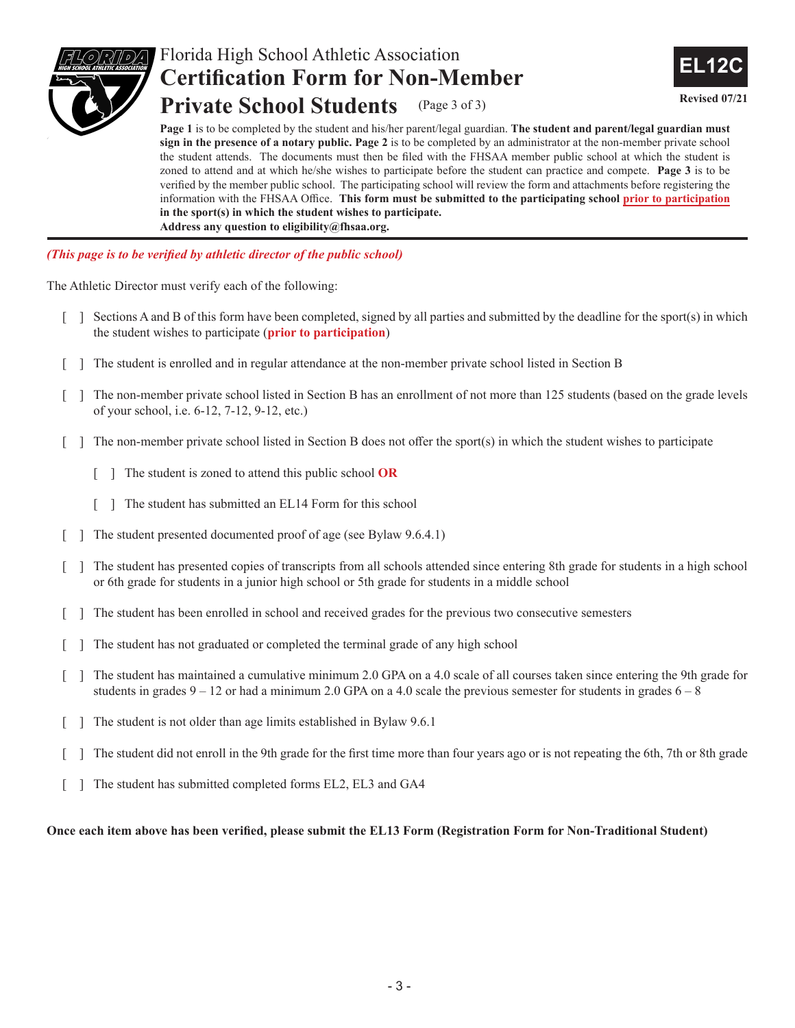Florida High School Athletic Association

# Certification Form for Non-Member Private School Students

(Page 3 of 3)

**EL12C**

**Revised 07/21**

**Page 1** is to be completed by the student and his/her parent/legal guardian. **The student and parent/legal guardian must sign in the presence of a notary public. Page 2** is to be completed by an administrator at the non-member private school the student attends. The documents must then be filed with the FHSAA member public school at which the student is zoned to attend and at which he/she wishes to participate before the student can practice and compete. **Page 3** is to be verified by the member public school. The participating school will review the form and attachments before registering the information with the FHSAA Office. **This form must be submitted to the participating school prior to participation in the sport(s) in which the student wishes to participate.**
**Address any question to eligibility@fhsaa.org.**

***(This page is to be verified by athletic director of the public school)***

The Athletic Director must verify each of the following:

- [ ] Sections A and B of this form have been completed, signed by all parties and submitted by the deadline for the sport(s) in which the student wishes to participate (**prior to participation**)
- [ ] The student is enrolled and in regular attendance at the non-member private school listed in Section B
- [ ] The non-member private school listed in Section B has an enrollment of not more than 125 students (based on the grade levels of your school, i.e. 6-12, 7-12, 9-12, etc.)
- [ ] The non-member private school listed in Section B does not offer the sport(s) in which the student wishes to participate
  - [ ] The student is zoned to attend this public school **OR**
  - [ ] The student has submitted an EL14 Form for this school
- [ ] The student presented documented proof of age (see Bylaw 9.6.4.1)
- [ ] The student has presented copies of transcripts from all schools attended since entering 8th grade for students in a high school or 6th grade for students in a junior high school or 5th grade for students in a middle school
- [ ] The student has been enrolled in school and received grades for the previous two consecutive semesters
- [ ] The student has not graduated or completed the terminal grade of any high school
- [ ] The student has maintained a cumulative minimum 2.0 GPA on a 4.0 scale of all courses taken since entering the 9th grade for students in grades 9 – 12 or had a minimum 2.0 GPA on a 4.0 scale the previous semester for students in grades 6 – 8
- [ ] The student is not older than age limits established in Bylaw 9.6.1
- [ ] The student did not enroll in the 9th grade for the first time more than four years ago or is not repeating the 6th, 7th or 8th grade
- [ ] The student has submitted completed forms EL2, EL3 and GA4

**Once each item above has been verified, please submit the EL13 Form (Registration Form for Non-Traditional Student)**